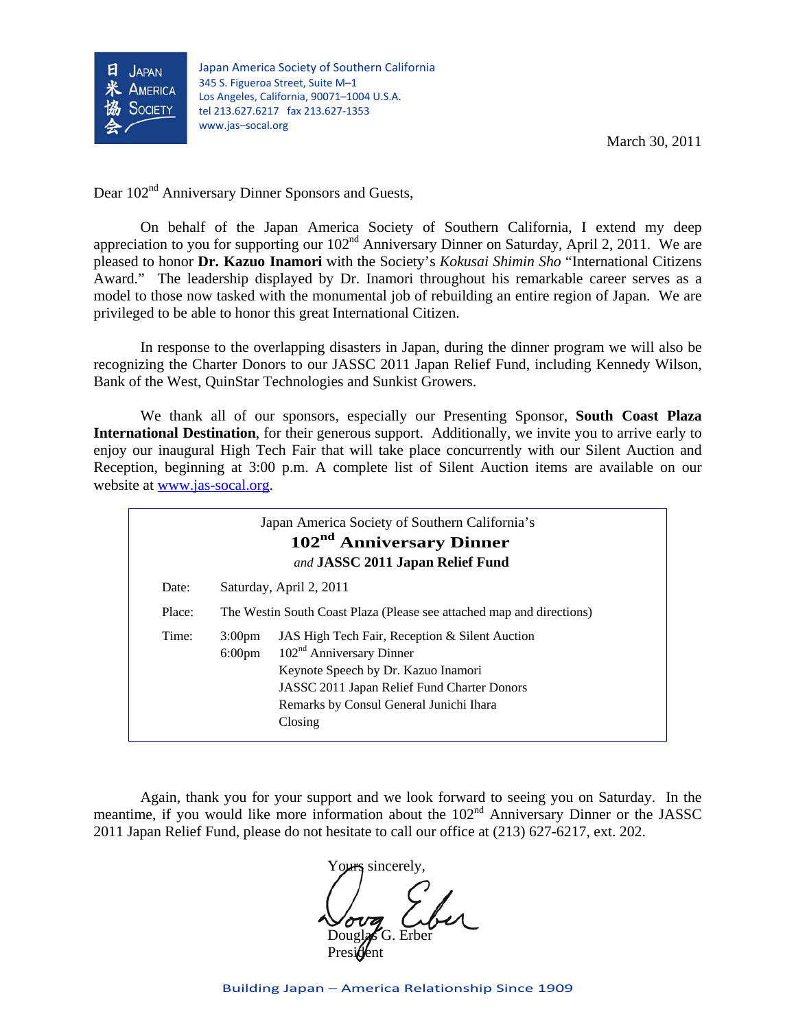日米協会 JAPAN AMERICA SOCIETY

Japan America Society of Southern California
345 S. Figueroa Street, Suite M–1
Los Angeles, California, 90071–1004 U.S.A.
tel 213.627.6217 fax 213.627-1353
www.jas–socal.org

March 30, 2011

Dear 102nd Anniversary Dinner Sponsors and Guests,

On behalf of the Japan America Society of Southern California, I extend my deep appreciation to you for supporting our 102nd Anniversary Dinner on Saturday, April 2, 2011. We are pleased to honor **Dr. Kazuo Inamori** with the Society's *Kokusai Shimin Sho* "International Citizens Award." The leadership displayed by Dr. Inamori throughout his remarkable career serves as a model to those now tasked with the monumental job of rebuilding an entire region of Japan. We are privileged to be able to honor this great International Citizen.

In response to the overlapping disasters in Japan, during the dinner program we will also be recognizing the Charter Donors to our JASSC 2011 Japan Relief Fund, including Kennedy Wilson, Bank of the West, QuinStar Technologies and Sunkist Growers.

We thank all of our sponsors, especially our Presenting Sponsor, **South Coast Plaza International Destination**, for their generous support. Additionally, we invite you to arrive early to enjoy our inaugural High Tech Fair that will take place concurrently with our Silent Auction and Reception, beginning at 3:00 p.m. A complete list of Silent Auction items are available on our website at www.jas-socal.org.

Japan America Society of Southern California's

**102nd Anniversary Dinner**

*and* **JASSC 2011 Japan Relief Fund**

| | | |
|---|---|---|
| Date: | Saturday, April 2, 2011 | |
| Place: | The Westin South Coast Plaza (Please see attached map and directions) | |
| Time: | 3:00pm | JAS High Tech Fair, Reception & Silent Auction |
| | 6:00pm | 102nd Anniversary Dinner |
| | | Keynote Speech by Dr. Kazuo Inamori |
| | | JASSC 2011 Japan Relief Fund Charter Donors |
| | | Remarks by Consul General Junichi Ihara |
| | | Closing |

Again, thank you for your support and we look forward to seeing you on Saturday. In the meantime, if you would like more information about the 102nd Anniversary Dinner or the JASSC 2011 Japan Relief Fund, please do not hesitate to call our office at (213) 627-6217, ext. 202.

Yours sincerely,

Douglas G. Erber
President

Building Japan – America Relationship Since 1909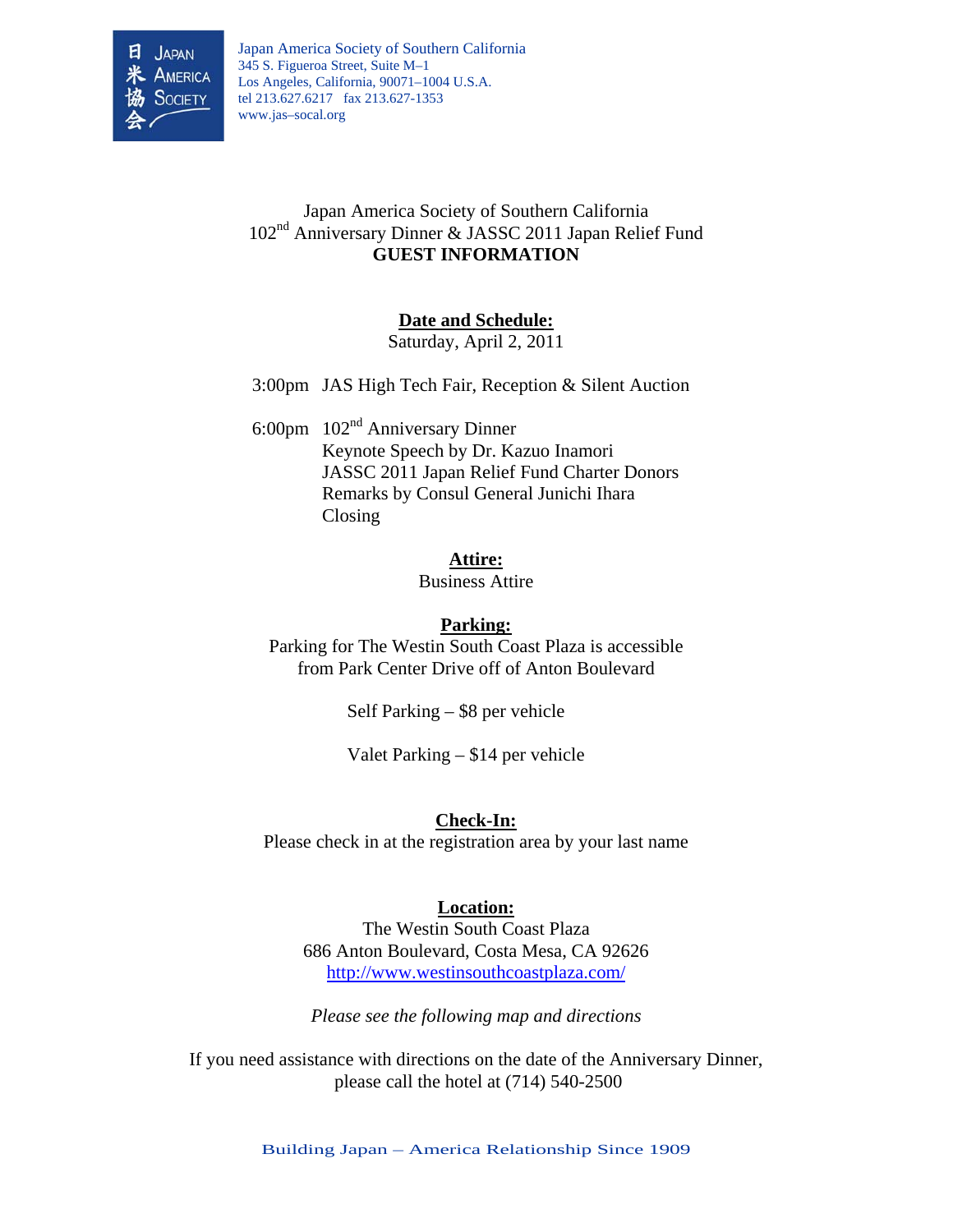Japan America Society of Southern California
345 S. Figueroa Street, Suite M–1
Los Angeles, California, 90071–1004 U.S.A.
tel 213.627.6217 fax 213.627-1353
www.jas–socal.org

# Japan America Society of Southern California
# 102nd Anniversary Dinner & JASSC 2011 Japan Relief Fund
# **GUEST INFORMATION**

## Date and Schedule:

Saturday, April 2, 2011

3:00pm JAS High Tech Fair, Reception & Silent Auction

6:00pm 102nd Anniversary Dinner
Keynote Speech by Dr. Kazuo Inamori
JASSC 2011 Japan Relief Fund Charter Donors
Remarks by Consul General Junichi Ihara
Closing

## Attire:

Business Attire

## Parking:

Parking for The Westin South Coast Plaza is accessible from Park Center Drive off of Anton Boulevard

Self Parking – $8 per vehicle

Valet Parking – $14 per vehicle

## Check-In:

Please check in at the registration area by your last name

## Location:

The Westin South Coast Plaza
686 Anton Boulevard, Costa Mesa, CA 92626
http://www.westinsouthcoastplaza.com/

*Please see the following map and directions*

If you need assistance with directions on the date of the Anniversary Dinner, please call the hotel at (714) 540-2500

Building Japan – America Relationship Since 1909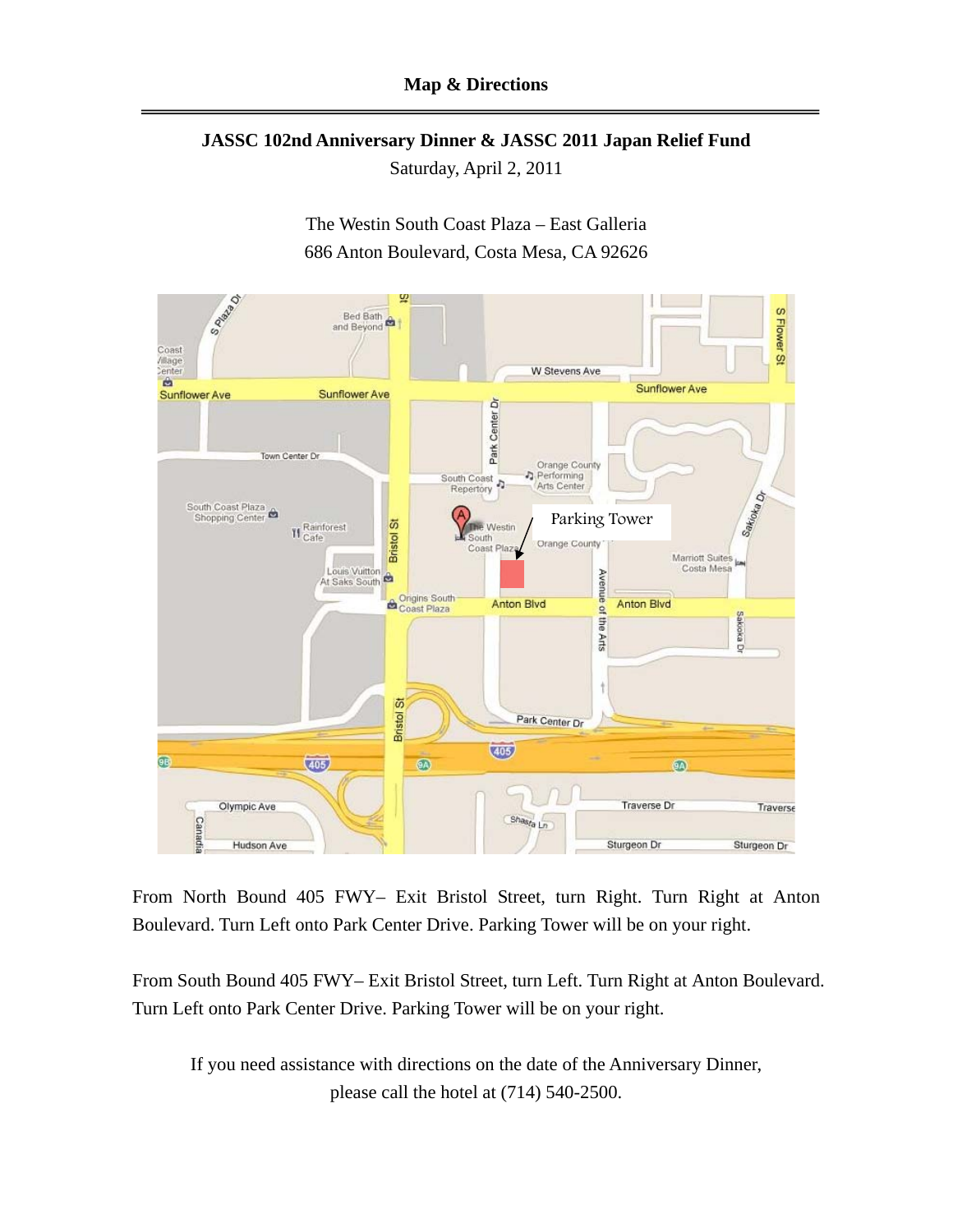**Map & Directions**

**JASSC 102nd Anniversary Dinner & JASSC 2011 Japan Relief Fund**

Saturday, April 2, 2011

The Westin South Coast Plaza – East Galleria
686 Anton Boulevard, Costa Mesa, CA 92626

From North Bound 405 FWY– Exit Bristol Street, turn Right. Turn Right at Anton Boulevard. Turn Left onto Park Center Drive. Parking Tower will be on your right.

From South Bound 405 FWY– Exit Bristol Street, turn Left. Turn Right at Anton Boulevard. Turn Left onto Park Center Drive. Parking Tower will be on your right.

If you need assistance with directions on the date of the Anniversary Dinner, please call the hotel at (714) 540-2500.